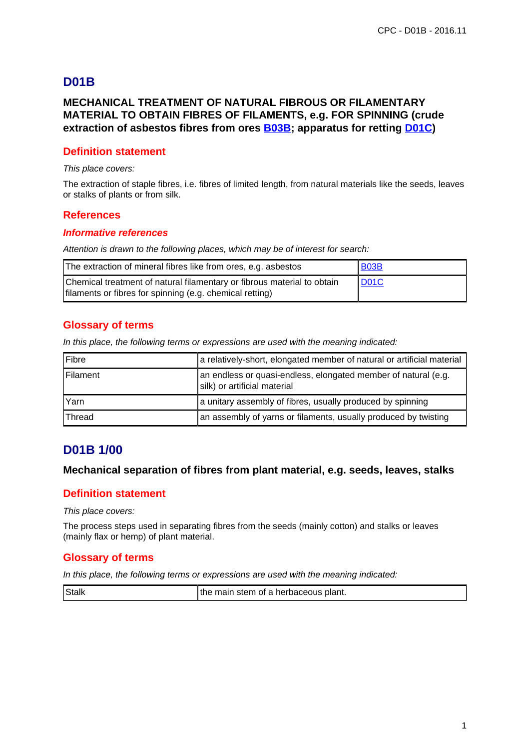# D01B

## MECHANICAL TREATMENT OF NATURAL FIBROUS OR FILAMENTARY MATERIAL TO OBTAIN FIBRES OF FILAMENTS, e.g. FOR SPINNING (crude extraction of asbestos fibres from ores B03B; apparatus for retting D01C)

### Definition statement

*This place covers:*

The extraction of staple fibres, i.e. fibres of limited length, from natural materials like the seeds, leaves or stalks of plants or from silk.

### References

#### Informative references

*Attention is drawn to the following places, which may be of interest for search:*

| The extraction of mineral fibres like from ores, e.g. asbestos | B03B |
|---|---|
| Chemical treatment of natural filamentary or fibrous material to obtain filaments or fibres for spinning (e.g. chemical retting) | D01C |

### Glossary of terms

*In this place, the following terms or expressions are used with the meaning indicated:*

| Fibre | a relatively-short, elongated member of natural or artificial material |
|---|---|
| Filament | an endless or quasi-endless, elongated member of natural (e.g. silk) or artificial material |
| Yarn | a unitary assembly of fibres, usually produced by spinning |
| Thread | an assembly of yarns or filaments, usually produced by twisting |

# D01B 1/00

## Mechanical separation of fibres from plant material, e.g. seeds, leaves, stalks

### Definition statement

*This place covers:*

The process steps used in separating fibres from the seeds (mainly cotton) and stalks or leaves (mainly flax or hemp) of plant material.

### Glossary of terms

*In this place, the following terms or expressions are used with the meaning indicated:*

| Stalk | the main stem of a herbaceous plant. |
|---|---|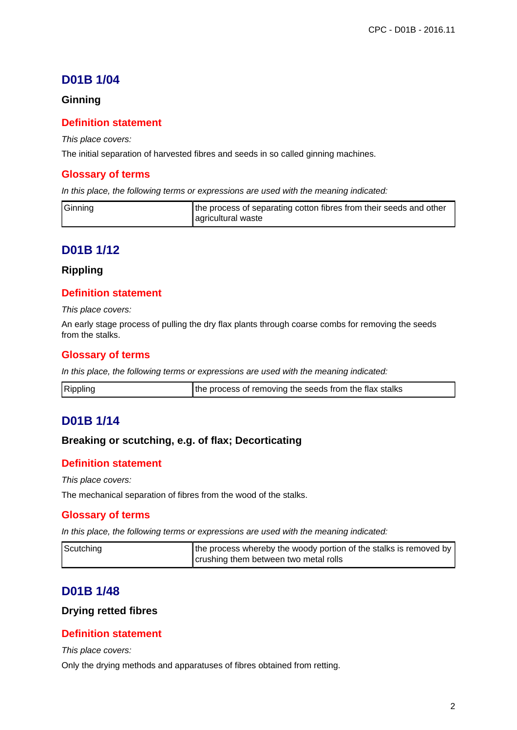## D01B 1/04

### Ginning

#### Definition statement

*This place covers:*

The initial separation of harvested fibres and seeds in so called ginning machines.

#### Glossary of terms

*In this place, the following terms or expressions are used with the meaning indicated:*

| | |
|---|---|
| Ginning | the process of separating cotton fibres from their seeds and other agricultural waste |

## D01B 1/12

### Rippling

#### Definition statement

*This place covers:*

An early stage process of pulling the dry flax plants through coarse combs for removing the seeds from the stalks.

#### Glossary of terms

*In this place, the following terms or expressions are used with the meaning indicated:*

| | |
|---|---|
| Rippling | the process of removing the seeds from the flax stalks |

## D01B 1/14

### Breaking or scutching, e.g. of flax; Decorticating

#### Definition statement

*This place covers:*

The mechanical separation of fibres from the wood of the stalks.

#### Glossary of terms

*In this place, the following terms or expressions are used with the meaning indicated:*

| | |
|---|---|
| Scutching | the process whereby the woody portion of the stalks is removed by crushing them between two metal rolls |

## D01B 1/48

### Drying retted fibres

#### Definition statement

*This place covers:*

Only the drying methods and apparatuses of fibres obtained from retting.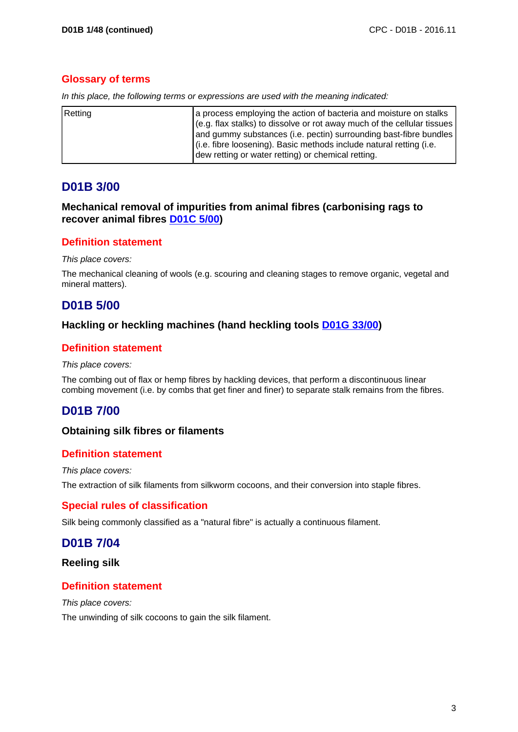## Glossary of terms

*In this place, the following terms or expressions are used with the meaning indicated:*

| | |
|---|---|
| Retting | a process employing the action of bacteria and moisture on stalks (e.g. flax stalks) to dissolve or rot away much of the cellular tissues and gummy substances (i.e. pectin) surrounding bast-fibre bundles (i.e. fibre loosening). Basic methods include natural retting (i.e. dew retting or water retting) or chemical retting. |

# D01B 3/00

### Mechanical removal of impurities from animal fibres (carbonising rags to recover animal fibres D01C 5/00)

## Definition statement

*This place covers:*

The mechanical cleaning of wools (e.g. scouring and cleaning stages to remove organic, vegetal and mineral matters).

# D01B 5/00

### Hackling or heckling machines (hand heckling tools D01G 33/00)

## Definition statement

*This place covers:*

The combing out of flax or hemp fibres by hackling devices, that perform a discontinuous linear combing movement (i.e. by combs that get finer and finer) to separate stalk remains from the fibres.

# D01B 7/00

### Obtaining silk fibres or filaments

## Definition statement

*This place covers:*

The extraction of silk filaments from silkworm cocoons, and their conversion into staple fibres.

## Special rules of classification

Silk being commonly classified as a "natural fibre" is actually a continuous filament.

# D01B 7/04

### Reeling silk

## Definition statement

*This place covers:*

The unwinding of silk cocoons to gain the silk filament.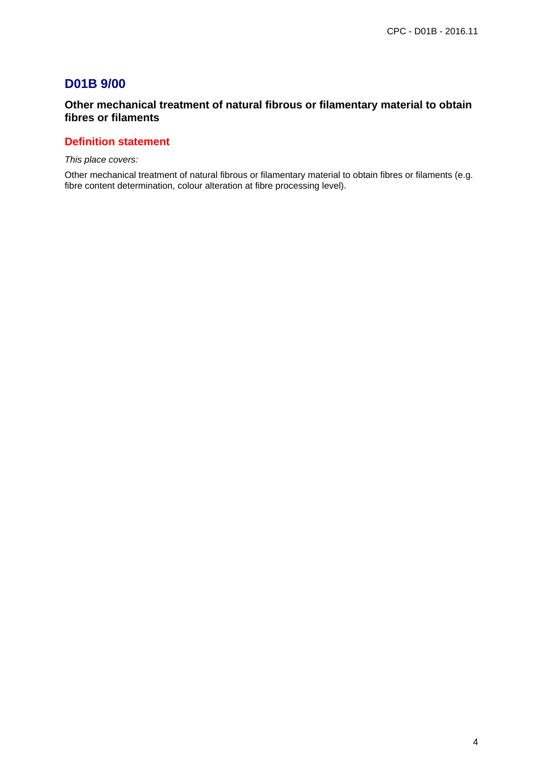## D01B 9/00

### Other mechanical treatment of natural fibrous or filamentary material to obtain fibres or filaments

### Definition statement

*This place covers:*

Other mechanical treatment of natural fibrous or filamentary material to obtain fibres or filaments (e.g. fibre content determination, colour alteration at fibre processing level).